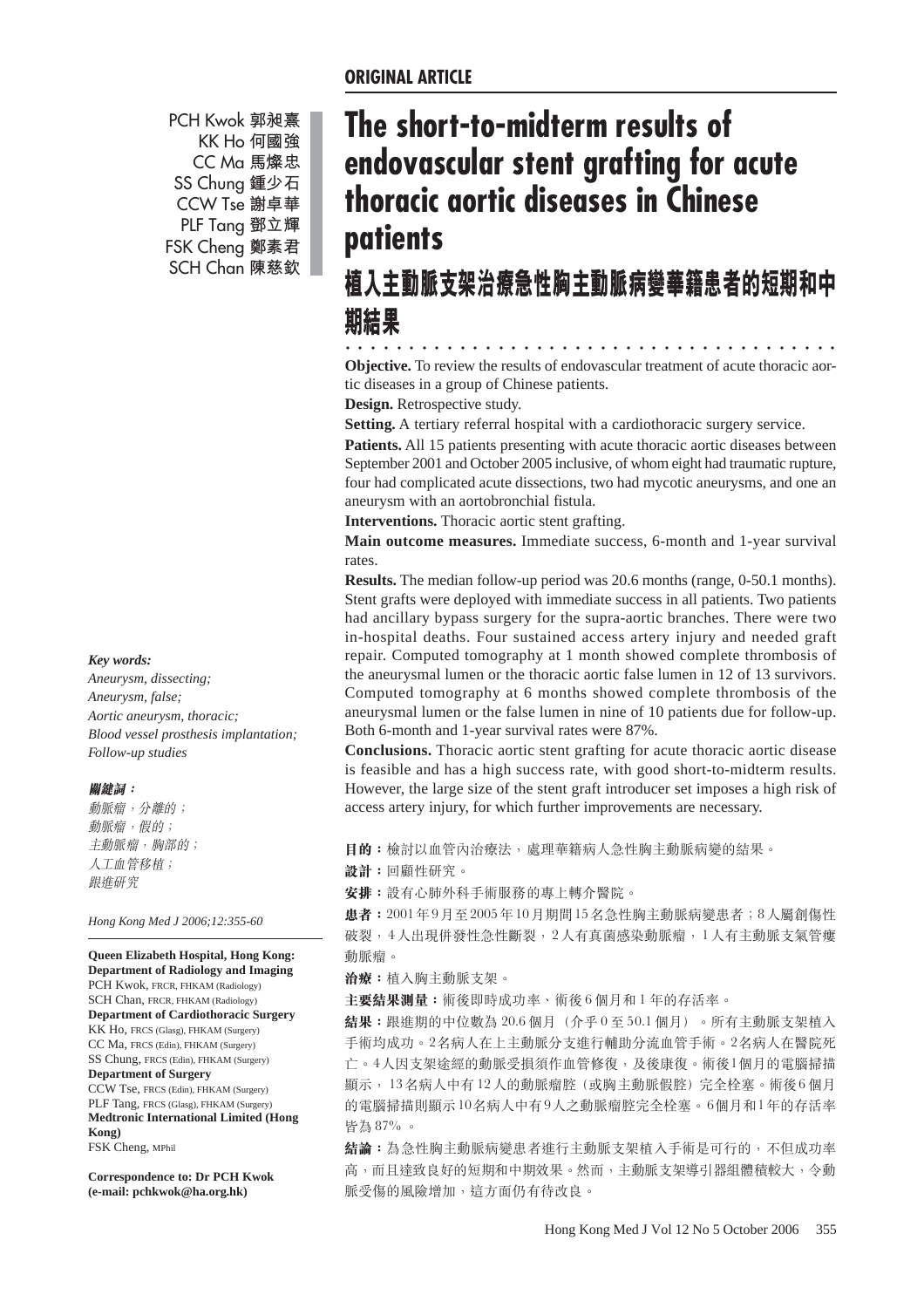ORIGINAL ARTICLE

# The short-to-midterm results of endovascular stent grafting for acute thoracic aortic diseases in Chinese patients

# 植入主動脈支架治療急性胸主動脈病變華籍患者的短期和中期結果

PCH Kwok 郭昶熹
KK Ho 何國強
CC Ma 馬燦忠
SS Chung 鍾少石
CCW Tse 謝卓華
PLF Tang 鄧立輝
FSK Cheng 鄭素君
SCH Chan 陳慈欽

**Objective.** To review the results of endovascular treatment of acute thoracic aortic diseases in a group of Chinese patients.

**Design.** Retrospective study.

**Setting.** A tertiary referral hospital with a cardiothoracic surgery service.

**Patients.** All 15 patients presenting with acute thoracic aortic diseases between September 2001 and October 2005 inclusive, of whom eight had traumatic rupture, four had complicated acute dissections, two had mycotic aneurysms, and one an aneurysm with an aortobronchial fistula.

**Interventions.** Thoracic aortic stent grafting.

**Main outcome measures.** Immediate success, 6-month and 1-year survival rates.

**Results.** The median follow-up period was 20.6 months (range, 0-50.1 months). Stent grafts were deployed with immediate success in all patients. Two patients had ancillary bypass surgery for the supra-aortic branches. There were two in-hospital deaths. Four sustained access artery injury and needed graft repair. Computed tomography at 1 month showed complete thrombosis of the aneurysmal lumen or the thoracic aortic false lumen in 12 of 13 survivors. Computed tomography at 6 months showed complete thrombosis of the aneurysmal lumen or the false lumen in nine of 10 patients due for follow-up. Both 6-month and 1-year survival rates were 87%.

**Conclusions.** Thoracic aortic stent grafting for acute thoracic aortic disease is feasible and has a high success rate, with good short-to-midterm results. However, the large size of the stent graft introducer set imposes a high risk of access artery injury, for which further improvements are necessary.

**目的：**檢討以血管內治療法，處理華籍病人急性胸主動脈病變的結果。

**設計：**回顧性研究。

**安排：**設有心肺外科手術服務的專上轉介醫院。

**患者：**2001年9月至2005年10月期間15名急性胸主動脈病變患者；8人屬創傷性破裂，4人出現併發性急性斷裂，2人有真菌感染動脈瘤，1人有主動脈支氣管瘻動脈瘤。

**治療：**植入胸主動脈支架。

**主要結果測量：**術後即時成功率、術後6個月和1年的存活率。

**結果：**跟進期的中位數為20.6個月（介乎0至50.1個月）。所有主動脈支架植入手術均成功。2名病人在上主動脈分支進行輔助分流血管手術。2名病人在醫院死亡。4人因支架途經的動脈受損須作血管修復，及後康復。術後1個月的電腦掃描顯示，13名病人中有12人的動脈瘤腔（或胸主動脈假腔）完全栓塞。術後6個月的電腦掃描則顯示10名病人中有9人之動脈瘤腔完全栓塞。6個月和1年的存活率皆為87%。

**結論：**為急性胸主動脈病變患者進行主動脈支架植入手術是可行的，不但成功率高，而且達致良好的短期和中期效果。然而，主動脈支架導引器組體積較大，令動脈受傷的風險增加，這方面仍有待改良。

***Key words:***
*Aneurysm, dissecting;*
*Aneurysm, false;*
*Aortic aneurysm, thoracic;*
*Blood vessel prosthesis implantation;*
*Follow-up studies*

***關鍵詞：***
*動脈瘤，分離的；*
*動脈瘤，假的；*
*主動脈瘤，胸部的；*
*人工血管移植；*
*跟進研究*

*Hong Kong Med J 2006;12:355-60*

**Queen Elizabeth Hospital, Hong Kong:**
**Department of Radiology and Imaging**
PCH Kwok, FRCR, FHKAM (Radiology)
SCH Chan, FRCR, FHKAM (Radiology)
**Department of Cardiothoracic Surgery**
KK Ho, FRCS (Glasg), FHKAM (Surgery)
CC Ma, FRCS (Edin), FHKAM (Surgery)
SS Chung, FRCS (Edin), FHKAM (Surgery)
**Department of Surgery**
CCW Tse, FRCS (Edin), FHKAM (Surgery)
PLF Tang, FRCS (Glasg), FHKAM (Surgery)
**Medtronic International Limited (Hong Kong)**
FSK Cheng, MPhil

**Correspondence to: Dr PCH Kwok (e-mail: pchkwok@ha.org.hk)**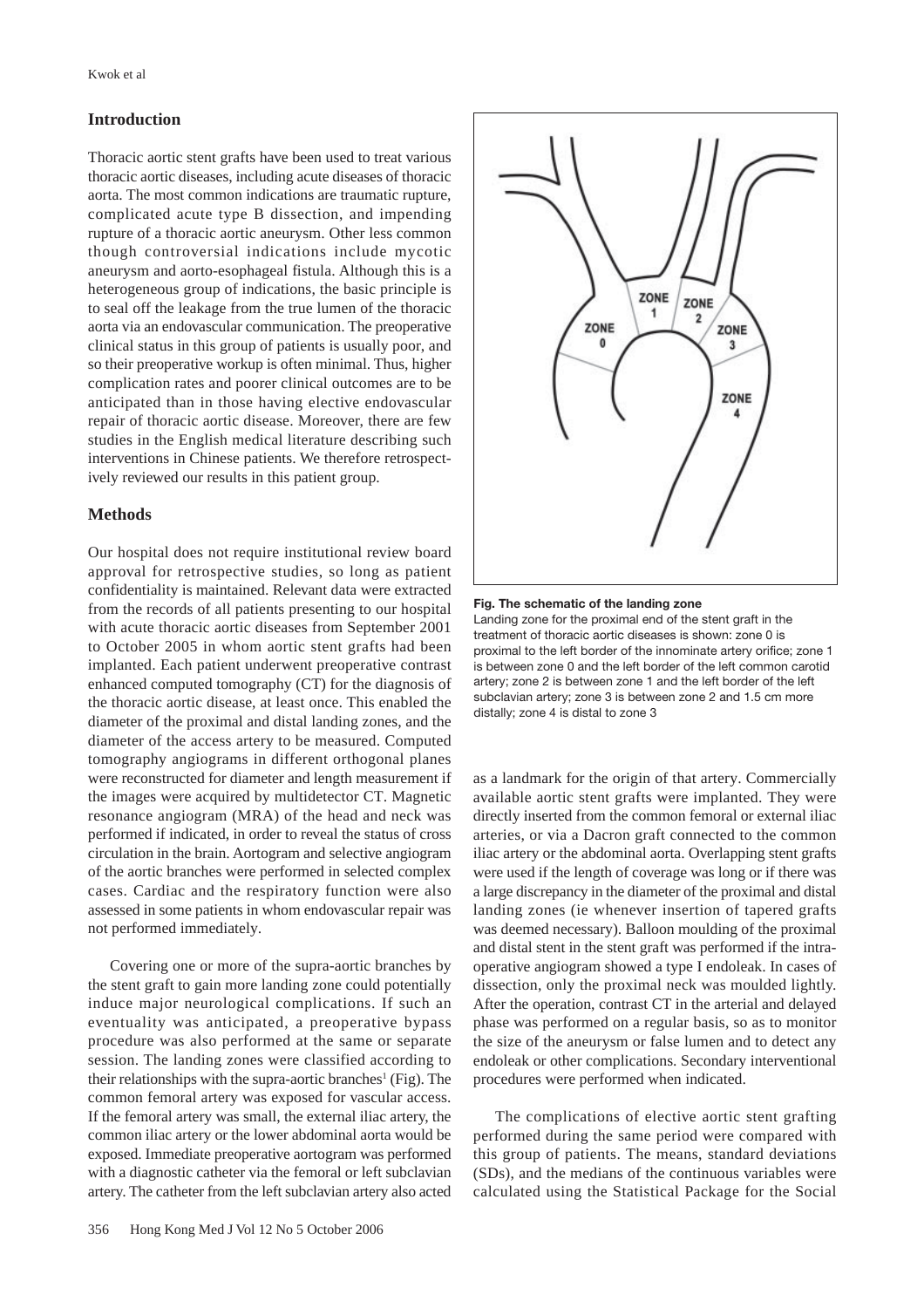## Introduction

Thoracic aortic stent grafts have been used to treat various thoracic aortic diseases, including acute diseases of thoracic aorta. The most common indications are traumatic rupture, complicated acute type B dissection, and impending rupture of a thoracic aortic aneurysm. Other less common though controversial indications include mycotic aneurysm and aorto-esophageal fistula. Although this is a heterogeneous group of indications, the basic principle is to seal off the leakage from the true lumen of the thoracic aorta via an endovascular communication. The preoperative clinical status in this group of patients is usually poor, and so their preoperative workup is often minimal. Thus, higher complication rates and poorer clinical outcomes are to be anticipated than in those having elective endovascular repair of thoracic aortic disease. Moreover, there are few studies in the English medical literature describing such interventions in Chinese patients. We therefore retrospectively reviewed our results in this patient group.

## Methods

Our hospital does not require institutional review board approval for retrospective studies, so long as patient confidentiality is maintained. Relevant data were extracted from the records of all patients presenting to our hospital with acute thoracic aortic diseases from September 2001 to October 2005 in whom aortic stent grafts had been implanted. Each patient underwent preoperative contrast enhanced computed tomography (CT) for the diagnosis of the thoracic aortic disease, at least once. This enabled the diameter of the proximal and distal landing zones, and the diameter of the access artery to be measured. Computed tomography angiograms in different orthogonal planes were reconstructed for diameter and length measurement if the images were acquired by multidetector CT. Magnetic resonance angiogram (MRA) of the head and neck was performed if indicated, in order to reveal the status of cross circulation in the brain. Aortogram and selective angiogram of the aortic branches were performed in selected complex cases. Cardiac and the respiratory function were also assessed in some patients in whom endovascular repair was not performed immediately.

Covering one or more of the supra-aortic branches by the stent graft to gain more landing zone could potentially induce major neurological complications. If such an eventuality was anticipated, a preoperative bypass procedure was also performed at the same or separate session. The landing zones were classified according to their relationships with the supra-aortic branches[1] (Fig). The common femoral artery was exposed for vascular access. If the femoral artery was small, the external iliac artery, the common iliac artery or the lower abdominal aorta would be exposed. Immediate preoperative aortogram was performed with a diagnostic catheter via the femoral or left subclavian artery. The catheter from the left subclavian artery also acted as a landmark for the origin of that artery. Commercially available aortic stent grafts were implanted. They were directly inserted from the common femoral or external iliac arteries, or via a Dacron graft connected to the common iliac artery or the abdominal aorta. Overlapping stent grafts were used if the length of coverage was long or if there was a large discrepancy in the diameter of the proximal and distal landing zones (ie whenever insertion of tapered grafts was deemed necessary). Balloon moulding of the proximal and distal stent in the stent graft was performed if the intra-operative angiogram showed a type I endoleak. In cases of dissection, only the proximal neck was moulded lightly. After the operation, contrast CT in the arterial and delayed phase was performed on a regular basis, so as to monitor the size of the aneurysm or false lumen and to detect any endoleak or other complications. Secondary interventional procedures were performed when indicated.

The complications of elective aortic stent grafting performed during the same period were compared with this group of patients. The means, standard deviations (SDs), and the medians of the continuous variables were calculated using the Statistical Package for the Social

**Fig. The schematic of the landing zone**

Landing zone for the proximal end of the stent graft in the treatment of thoracic aortic diseases is shown: zone 0 is proximal to the left border of the innominate artery orifice; zone 1 is between zone 0 and the left border of the left common carotid artery; zone 2 is between zone 1 and the left border of the left subclavian artery; zone 3 is between zone 2 and 1.5 cm more distally; zone 4 is distal to zone 3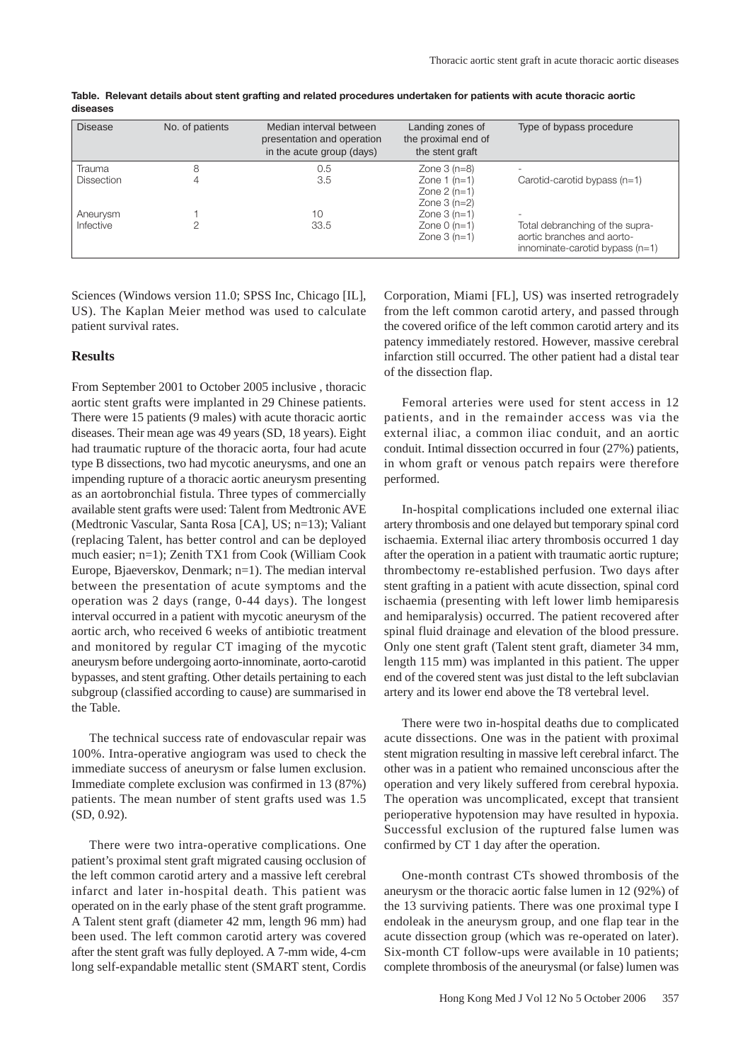**Table. Relevant details about stent grafting and related procedures undertaken for patients with acute thoracic aortic diseases**

| Disease | No. of patients | Median interval between presentation and operation in the acute group (days) | Landing zones of the proximal end of the stent graft | Type of bypass procedure |
|---|---|---|---|---|
| Trauma | 8 | 0.5 | Zone 3 (n=8) | - |
| Dissection | 4 | 3.5 | Zone 1 (n=1)<br>Zone 2 (n=1)<br>Zone 3 (n=2) | Carotid-carotid bypass (n=1) |
| Aneurysm | 1 | 10 | Zone 3 (n=1) | - |
| Infective | 2 | 33.5 | Zone 0 (n=1)<br>Zone 3 (n=1) | Total debranching of the supra-aortic branches and aorto-innominate-carotid bypass (n=1) |

Sciences (Windows version 11.0; SPSS Inc, Chicago [IL], US). The Kaplan Meier method was used to calculate patient survival rates.

## Results

From September 2001 to October 2005 inclusive , thoracic aortic stent grafts were implanted in 29 Chinese patients. There were 15 patients (9 males) with acute thoracic aortic diseases. Their mean age was 49 years (SD, 18 years). Eight had traumatic rupture of the thoracic aorta, four had acute type B dissections, two had mycotic aneurysms, and one an impending rupture of a thoracic aortic aneurysm presenting as an aortobronchial fistula. Three types of commercially available stent grafts were used: Talent from Medtronic AVE (Medtronic Vascular, Santa Rosa [CA], US; n=13); Valiant (replacing Talent, has better control and can be deployed much easier; n=1); Zenith TX1 from Cook (William Cook Europe, Bjaeverskov, Denmark; n=1). The median interval between the presentation of acute symptoms and the operation was 2 days (range, 0-44 days). The longest interval occurred in a patient with mycotic aneurysm of the aortic arch, who received 6 weeks of antibiotic treatment and monitored by regular CT imaging of the mycotic aneurysm before undergoing aorto-innominate, aorto-carotid bypasses, and stent grafting. Other details pertaining to each subgroup (classified according to cause) are summarised in the Table.

The technical success rate of endovascular repair was 100%. Intra-operative angiogram was used to check the immediate success of aneurysm or false lumen exclusion. Immediate complete exclusion was confirmed in 13 (87%) patients. The mean number of stent grafts used was 1.5 (SD, 0.92).

There were two intra-operative complications. One patient's proximal stent graft migrated causing occlusion of the left common carotid artery and a massive left cerebral infarct and later in-hospital death. This patient was operated on in the early phase of the stent graft programme. A Talent stent graft (diameter 42 mm, length 96 mm) had been used. The left common carotid artery was covered after the stent graft was fully deployed. A 7-mm wide, 4-cm long self-expandable metallic stent (SMART stent, Cordis Corporation, Miami [FL], US) was inserted retrogradely from the left common carotid artery, and passed through the covered orifice of the left common carotid artery and its patency immediately restored. However, massive cerebral infarction still occurred. The other patient had a distal tear of the dissection flap.

Femoral arteries were used for stent access in 12 patients, and in the remainder access was via the external iliac, a common iliac conduit, and an aortic conduit. Intimal dissection occurred in four (27%) patients, in whom graft or venous patch repairs were therefore performed.

In-hospital complications included one external iliac artery thrombosis and one delayed but temporary spinal cord ischaemia. External iliac artery thrombosis occurred 1 day after the operation in a patient with traumatic aortic rupture; thrombectomy re-established perfusion. Two days after stent grafting in a patient with acute dissection, spinal cord ischaemia (presenting with left lower limb hemiparesis and hemiparalysis) occurred. The patient recovered after spinal fluid drainage and elevation of the blood pressure. Only one stent graft (Talent stent graft, diameter 34 mm, length 115 mm) was implanted in this patient. The upper end of the covered stent was just distal to the left subclavian artery and its lower end above the T8 vertebral level.

There were two in-hospital deaths due to complicated acute dissections. One was in the patient with proximal stent migration resulting in massive left cerebral infarct. The other was in a patient who remained unconscious after the operation and very likely suffered from cerebral hypoxia. The operation was uncomplicated, except that transient perioperative hypotension may have resulted in hypoxia. Successful exclusion of the ruptured false lumen was confirmed by CT 1 day after the operation.

One-month contrast CTs showed thrombosis of the aneurysm or the thoracic aortic false lumen in 12 (92%) of the 13 surviving patients. There was one proximal type I endoleak in the aneurysm group, and one flap tear in the acute dissection group (which was re-operated on later). Six-month CT follow-ups were available in 10 patients; complete thrombosis of the aneurysmal (or false) lumen was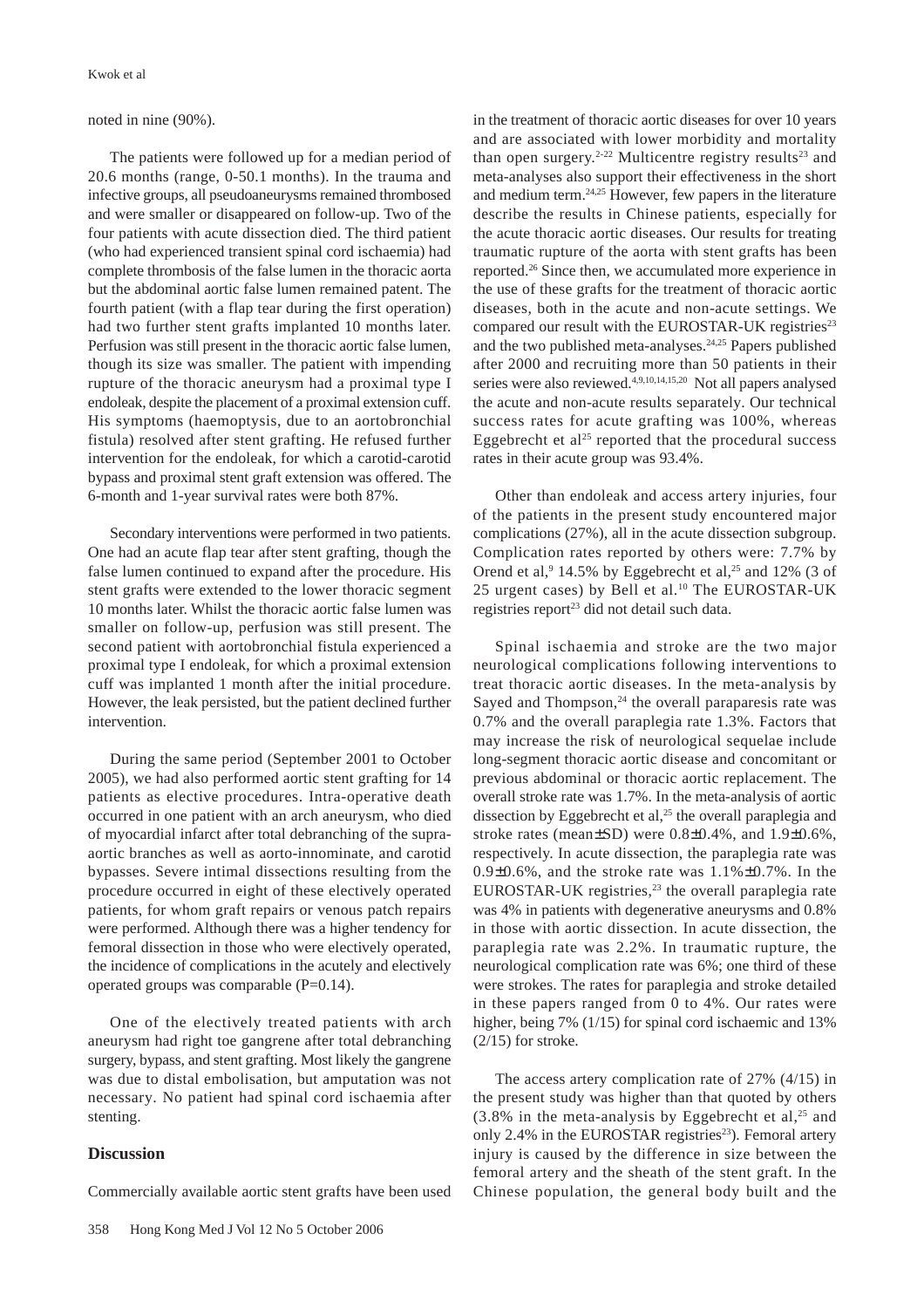noted in nine (90%).

The patients were followed up for a median period of 20.6 months (range, 0-50.1 months). In the trauma and infective groups, all pseudoaneurysms remained thrombosed and were smaller or disappeared on follow-up. Two of the four patients with acute dissection died. The third patient (who had experienced transient spinal cord ischaemia) had complete thrombosis of the false lumen in the thoracic aorta but the abdominal aortic false lumen remained patent. The fourth patient (with a flap tear during the first operation) had two further stent grafts implanted 10 months later. Perfusion was still present in the thoracic aortic false lumen, though its size was smaller. The patient with impending rupture of the thoracic aneurysm had a proximal type I endoleak, despite the placement of a proximal extension cuff. His symptoms (haemoptysis, due to an aortobronchial fistula) resolved after stent grafting. He refused further intervention for the endoleak, for which a carotid-carotid bypass and proximal stent graft extension was offered. The 6-month and 1-year survival rates were both 87%.

Secondary interventions were performed in two patients. One had an acute flap tear after stent grafting, though the false lumen continued to expand after the procedure. His stent grafts were extended to the lower thoracic segment 10 months later. Whilst the thoracic aortic false lumen was smaller on follow-up, perfusion was still present. The second patient with aortobronchial fistula experienced a proximal type I endoleak, for which a proximal extension cuff was implanted 1 month after the initial procedure. However, the leak persisted, but the patient declined further intervention.

During the same period (September 2001 to October 2005), we had also performed aortic stent grafting for 14 patients as elective procedures. Intra-operative death occurred in one patient with an arch aneurysm, who died of myocardial infarct after total debranching of the supra-aortic branches as well as aorto-innominate, and carotid bypasses. Severe intimal dissections resulting from the procedure occurred in eight of these electively operated patients, for whom graft repairs or venous patch repairs were performed. Although there was a higher tendency for femoral dissection in those who were electively operated, the incidence of complications in the acutely and electively operated groups was comparable (P=0.14).

One of the electively treated patients with arch aneurysm had right toe gangrene after total debranching surgery, bypass, and stent grafting. Most likely the gangrene was due to distal embolisation, but amputation was not necessary. No patient had spinal cord ischaemia after stenting.

## Discussion

Commercially available aortic stent grafts have been used in the treatment of thoracic aortic diseases for over 10 years and are associated with lower morbidity and mortality than open surgery.[2-22] Multicentre registry results[23] and meta-analyses also support their effectiveness in the short and medium term.[24,25] However, few papers in the literature describe the results in Chinese patients, especially for the acute thoracic aortic diseases. Our results for treating traumatic rupture of the aorta with stent grafts has been reported.[26] Since then, we accumulated more experience in the use of these grafts for the treatment of thoracic aortic diseases, both in the acute and non-acute settings. We compared our result with the EUROSTAR-UK registries[23] and the two published meta-analyses.[24,25] Papers published after 2000 and recruiting more than 50 patients in their series were also reviewed.[4,9,10,14,15,20] Not all papers analysed the acute and non-acute results separately. Our technical success rates for acute grafting was 100%, whereas Eggebrecht et al[25] reported that the procedural success rates in their acute group was 93.4%.

Other than endoleak and access artery injuries, four of the patients in the present study encountered major complications (27%), all in the acute dissection subgroup. Complication rates reported by others were: 7.7% by Orend et al,[9] 14.5% by Eggebrecht et al,[25] and 12% (3 of 25 urgent cases) by Bell et al.[10] The EUROSTAR-UK registries report[23] did not detail such data.

Spinal ischaemia and stroke are the two major neurological complications following interventions to treat thoracic aortic diseases. In the meta-analysis by Sayed and Thompson,[24] the overall paraparesis rate was 0.7% and the overall paraplegia rate 1.3%. Factors that may increase the risk of neurological sequelae include long-segment thoracic aortic disease and concomitant or previous abdominal or thoracic aortic replacement. The overall stroke rate was 1.7%. In the meta-analysis of aortic dissection by Eggebrecht et al,[25] the overall paraplegia and stroke rates (mean±SD) were 0.8±0.4%, and 1.9±0.6%, respectively. In acute dissection, the paraplegia rate was 0.9±0.6%, and the stroke rate was 1.1%±0.7%. In the EUROSTAR-UK registries,[23] the overall paraplegia rate was 4% in patients with degenerative aneurysms and 0.8% in those with aortic dissection. In acute dissection, the paraplegia rate was 2.2%. In traumatic rupture, the neurological complication rate was 6%; one third of these were strokes. The rates for paraplegia and stroke detailed in these papers ranged from 0 to 4%. Our rates were higher, being 7% (1/15) for spinal cord ischaemic and 13% (2/15) for stroke.

The access artery complication rate of 27% (4/15) in the present study was higher than that quoted by others (3.8% in the meta-analysis by Eggebrecht et al,[25] and only 2.4% in the EUROSTAR registries[23]). Femoral artery injury is caused by the difference in size between the femoral artery and the sheath of the stent graft. In the Chinese population, the general body built and the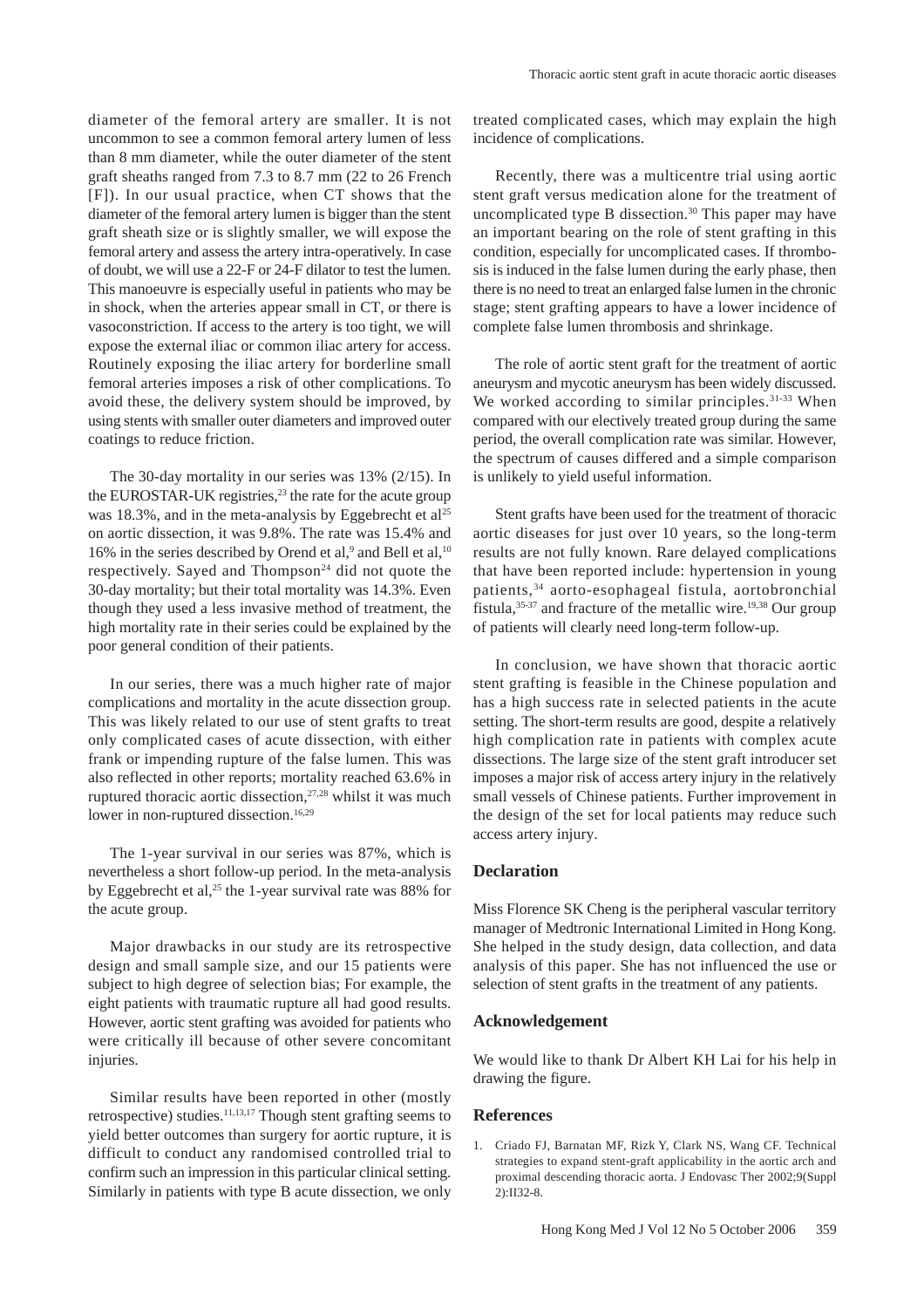diameter of the femoral artery are smaller. It is not uncommon to see a common femoral artery lumen of less than 8 mm diameter, while the outer diameter of the stent graft sheaths ranged from 7.3 to 8.7 mm (22 to 26 French [F]). In our usual practice, when CT shows that the diameter of the femoral artery lumen is bigger than the stent graft sheath size or is slightly smaller, we will expose the femoral artery and assess the artery intra-operatively. In case of doubt, we will use a 22-F or 24-F dilator to test the lumen. This manoeuvre is especially useful in patients who may be in shock, when the arteries appear small in CT, or there is vasoconstriction. If access to the artery is too tight, we will expose the external iliac or common iliac artery for access. Routinely exposing the iliac artery for borderline small femoral arteries imposes a risk of other complications. To avoid these, the delivery system should be improved, by using stents with smaller outer diameters and improved outer coatings to reduce friction.

The 30-day mortality in our series was 13% (2/15). In the EUROSTAR-UK registries,[23] the rate for the acute group was 18.3%, and in the meta-analysis by Eggebrecht et al[25] on aortic dissection, it was 9.8%. The rate was 15.4% and 16% in the series described by Orend et al,[9] and Bell et al,[10] respectively. Sayed and Thompson[24] did not quote the 30-day mortality; but their total mortality was 14.3%. Even though they used a less invasive method of treatment, the high mortality rate in their series could be explained by the poor general condition of their patients.

In our series, there was a much higher rate of major complications and mortality in the acute dissection group. This was likely related to our use of stent grafts to treat only complicated cases of acute dissection, with either frank or impending rupture of the false lumen. This was also reflected in other reports; mortality reached 63.6% in ruptured thoracic aortic dissection,[27,28] whilst it was much lower in non-ruptured dissection.[16,29]

The 1-year survival in our series was 87%, which is nevertheless a short follow-up period. In the meta-analysis by Eggebrecht et al,[25] the 1-year survival rate was 88% for the acute group.

Major drawbacks in our study are its retrospective design and small sample size, and our 15 patients were subject to high degree of selection bias; For example, the eight patients with traumatic rupture all had good results. However, aortic stent grafting was avoided for patients who were critically ill because of other severe concomitant injuries.

Similar results have been reported in other (mostly retrospective) studies.[11,13,17] Though stent grafting seems to yield better outcomes than surgery for aortic rupture, it is difficult to conduct any randomised controlled trial to confirm such an impression in this particular clinical setting. Similarly in patients with type B acute dissection, we only treated complicated cases, which may explain the high incidence of complications.

Recently, there was a multicentre trial using aortic stent graft versus medication alone for the treatment of uncomplicated type B dissection.[30] This paper may have an important bearing on the role of stent grafting in this condition, especially for uncomplicated cases. If thrombosis is induced in the false lumen during the early phase, then there is no need to treat an enlarged false lumen in the chronic stage; stent grafting appears to have a lower incidence of complete false lumen thrombosis and shrinkage.

The role of aortic stent graft for the treatment of aortic aneurysm and mycotic aneurysm has been widely discussed. We worked according to similar principles.[31-33] When compared with our electively treated group during the same period, the overall complication rate was similar. However, the spectrum of causes differed and a simple comparison is unlikely to yield useful information.

Stent grafts have been used for the treatment of thoracic aortic diseases for just over 10 years, so the long-term results are not fully known. Rare delayed complications that have been reported include: hypertension in young patients,[34] aorto-esophageal fistula, aortobronchial fistula,[35-37] and fracture of the metallic wire.[19,38] Our group of patients will clearly need long-term follow-up.

In conclusion, we have shown that thoracic aortic stent grafting is feasible in the Chinese population and has a high success rate in selected patients in the acute setting. The short-term results are good, despite a relatively high complication rate in patients with complex acute dissections. The large size of the stent graft introducer set imposes a major risk of access artery injury in the relatively small vessels of Chinese patients. Further improvement in the design of the set for local patients may reduce such access artery injury.

## Declaration

Miss Florence SK Cheng is the peripheral vascular territory manager of Medtronic International Limited in Hong Kong. She helped in the study design, data collection, and data analysis of this paper. She has not influenced the use or selection of stent grafts in the treatment of any patients.

## Acknowledgement

We would like to thank Dr Albert KH Lai for his help in drawing the figure.

## References

1. Criado FJ, Barnatan MF, Rizk Y, Clark NS, Wang CF. Technical strategies to expand stent-graft applicability in the aortic arch and proximal descending thoracic aorta. J Endovasc Ther 2002;9(Suppl 2):II32-8.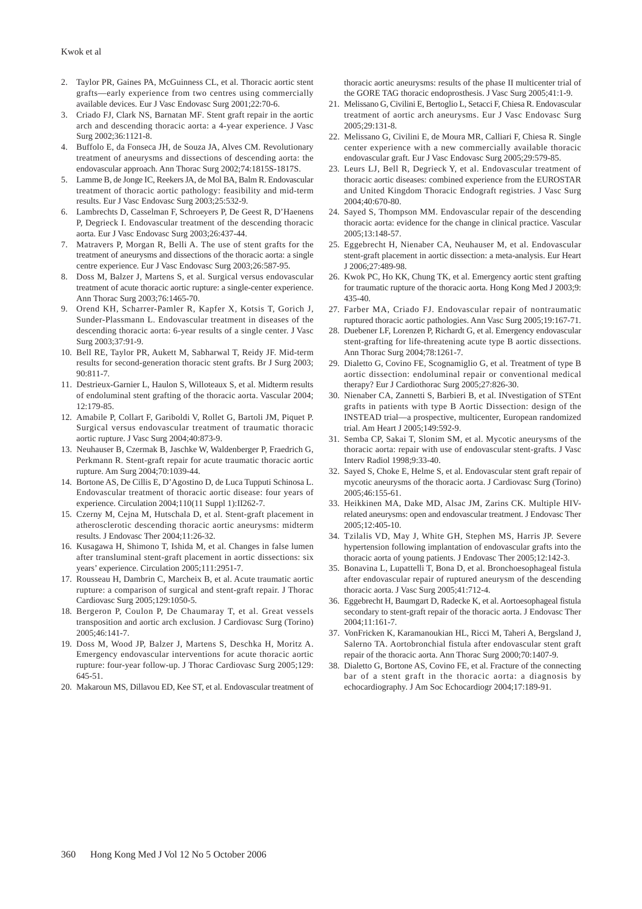2. Taylor PR, Gaines PA, McGuinness CL, et al. Thoracic aortic stent grafts—early experience from two centres using commercially available devices. Eur J Vasc Endovasc Surg 2001;22:70-6.
3. Criado FJ, Clark NS, Barnatan MF. Stent graft repair in the aortic arch and descending thoracic aorta: a 4-year experience. J Vasc Surg 2002;36:1121-8.
4. Buffolo E, da Fonseca JH, de Souza JA, Alves CM. Revolutionary treatment of aneurysms and dissections of descending aorta: the endovascular approach. Ann Thorac Surg 2002;74:1815S-1817S.
5. Lamme B, de Jonge IC, Reekers JA, de Mol BA, Balm R. Endovascular treatment of thoracic aortic pathology: feasibility and mid-term results. Eur J Vasc Endovasc Surg 2003;25:532-9.
6. Lambrechts D, Casselman F, Schroeyers P, De Geest R, D'Haenens P, Degrieck I. Endovascular treatment of the descending thoracic aorta. Eur J Vasc Endovasc Surg 2003;26:437-44.
7. Matravers P, Morgan R, Belli A. The use of stent grafts for the treatment of aneurysms and dissections of the thoracic aorta: a single centre experience. Eur J Vasc Endovasc Surg 2003;26:587-95.
8. Doss M, Balzer J, Martens S, et al. Surgical versus endovascular treatment of acute thoracic aortic rupture: a single-center experience. Ann Thorac Surg 2003;76:1465-70.
9. Orend KH, Scharrer-Pamler R, Kapfer X, Kotsis T, Gorich J, Sunder-Plassmann L. Endovascular treatment in diseases of the descending thoracic aorta: 6-year results of a single center. J Vasc Surg 2003;37:91-9.
10. Bell RE, Taylor PR, Aukett M, Sabharwal T, Reidy JF. Mid-term results for second-generation thoracic stent grafts. Br J Surg 2003; 90:811-7.
11. Destrieux-Garnier L, Haulon S, Willoteaux S, et al. Midterm results of endoluminal stent grafting of the thoracic aorta. Vascular 2004; 12:179-85.
12. Amabile P, Collart F, Gariboldi V, Rollet G, Bartoli JM, Piquet P. Surgical versus endovascular treatment of traumatic thoracic aortic rupture. J Vasc Surg 2004;40:873-9.
13. Neuhauser B, Czermak B, Jaschke W, Waldenberger P, Fraedrich G, Perkmann R. Stent-graft repair for acute traumatic thoracic aortic rupture. Am Surg 2004;70:1039-44.
14. Bortone AS, De Cillis E, D'Agostino D, de Luca Tupputi Schinosa L. Endovascular treatment of thoracic aortic disease: four years of experience. Circulation 2004;110(11 Suppl 1):II262-7.
15. Czerny M, Cejna M, Hutschala D, et al. Stent-graft placement in atherosclerotic descending thoracic aortic aneurysms: midterm results. J Endovasc Ther 2004;11:26-32.
16. Kusagawa H, Shimono T, Ishida M, et al. Changes in false lumen after transluminal stent-graft placement in aortic dissections: six years' experience. Circulation 2005;111:2951-7.
17. Rousseau H, Dambrin C, Marcheix B, et al. Acute traumatic aortic rupture: a comparison of surgical and stent-graft repair. J Thorac Cardiovasc Surg 2005;129:1050-5.
18. Bergeron P, Coulon P, De Chaumaray T, et al. Great vessels transposition and aortic arch exclusion. J Cardiovasc Surg (Torino) 2005;46:141-7.
19. Doss M, Wood JP, Balzer J, Martens S, Deschka H, Moritz A. Emergency endovascular interventions for acute thoracic aortic rupture: four-year follow-up. J Thorac Cardiovasc Surg 2005;129: 645-51.
20. Makaroun MS, Dillavou ED, Kee ST, et al. Endovascular treatment of thoracic aortic aneurysms: results of the phase II multicenter trial of the GORE TAG thoracic endoprosthesis. J Vasc Surg 2005;41:1-9.
21. Melissano G, Civilini E, Bertoglio L, Setacci F, Chiesa R. Endovascular treatment of aortic arch aneurysms. Eur J Vasc Endovasc Surg 2005;29:131-8.
22. Melissano G, Civilini E, de Moura MR, Calliari F, Chiesa R. Single center experience with a new commercially available thoracic endovascular graft. Eur J Vasc Endovasc Surg 2005;29:579-85.
23. Leurs LJ, Bell R, Degrieck Y, et al. Endovascular treatment of thoracic aortic diseases: combined experience from the EUROSTAR and United Kingdom Thoracic Endograft registries. J Vasc Surg 2004;40:670-80.
24. Sayed S, Thompson MM. Endovascular repair of the descending thoracic aorta: evidence for the change in clinical practice. Vascular 2005;13:148-57.
25. Eggebrecht H, Nienaber CA, Neuhauser M, et al. Endovascular stent-graft placement in aortic dissection: a meta-analysis. Eur Heart J 2006;27:489-98.
26. Kwok PC, Ho KK, Chung TK, et al. Emergency aortic stent grafting for traumatic rupture of the thoracic aorta. Hong Kong Med J 2003;9: 435-40.
27. Farber MA, Criado FJ. Endovascular repair of nontraumatic ruptured thoracic aortic pathologies. Ann Vasc Surg 2005;19:167-71.
28. Duebener LF, Lorenzen P, Richardt G, et al. Emergency endovascular stent-grafting for life-threatening acute type B aortic dissections. Ann Thorac Surg 2004;78:1261-7.
29. Dialetto G, Covino FE, Scognamiglio G, et al. Treatment of type B aortic dissection: endoluminal repair or conventional medical therapy? Eur J Cardiothorac Surg 2005;27:826-30.
30. Nienaber CA, Zannetti S, Barbieri B, et al. INvestigation of STEnt grafts in patients with type B Aortic Dissection: design of the INSTEAD trial—a prospective, multicenter, European randomized trial. Am Heart J 2005;149:592-9.
31. Semba CP, Sakai T, Slonim SM, et al. Mycotic aneurysms of the thoracic aorta: repair with use of endovascular stent-grafts. J Vasc Interv Radiol 1998;9:33-40.
32. Sayed S, Choke E, Helme S, et al. Endovascular stent graft repair of mycotic aneurysms of the thoracic aorta. J Cardiovasc Surg (Torino) 2005;46:155-61.
33. Heikkinen MA, Dake MD, Alsac JM, Zarins CK. Multiple HIV-related aneurysms: open and endovascular treatment. J Endovasc Ther 2005;12:405-10.
34. Tzilalis VD, May J, White GH, Stephen MS, Harris JP. Severe hypertension following implantation of endovascular grafts into the thoracic aorta of young patients. J Endovasc Ther 2005;12:142-3.
35. Bonavina L, Lupattelli T, Bona D, et al. Bronchoesophageal fistula after endovascular repair of ruptured aneurysm of the descending thoracic aorta. J Vasc Surg 2005;41:712-4.
36. Eggebrecht H, Baumgart D, Radecke K, et al. Aortoesophageal fistula secondary to stent-graft repair of the thoracic aorta. J Endovasc Ther 2004;11:161-7.
37. VonFricken K, Karamanoukian HL, Ricci M, Taheri A, Bergsland J, Salerno TA. Aortobronchial fistula after endovascular stent graft repair of the thoracic aorta. Ann Thorac Surg 2000;70:1407-9.
38. Dialetto G, Bortone AS, Covino FE, et al. Fracture of the connecting bar of a stent graft in the thoracic aorta: a diagnosis by echocardiography. J Am Soc Echocardiogr 2004;17:189-91.